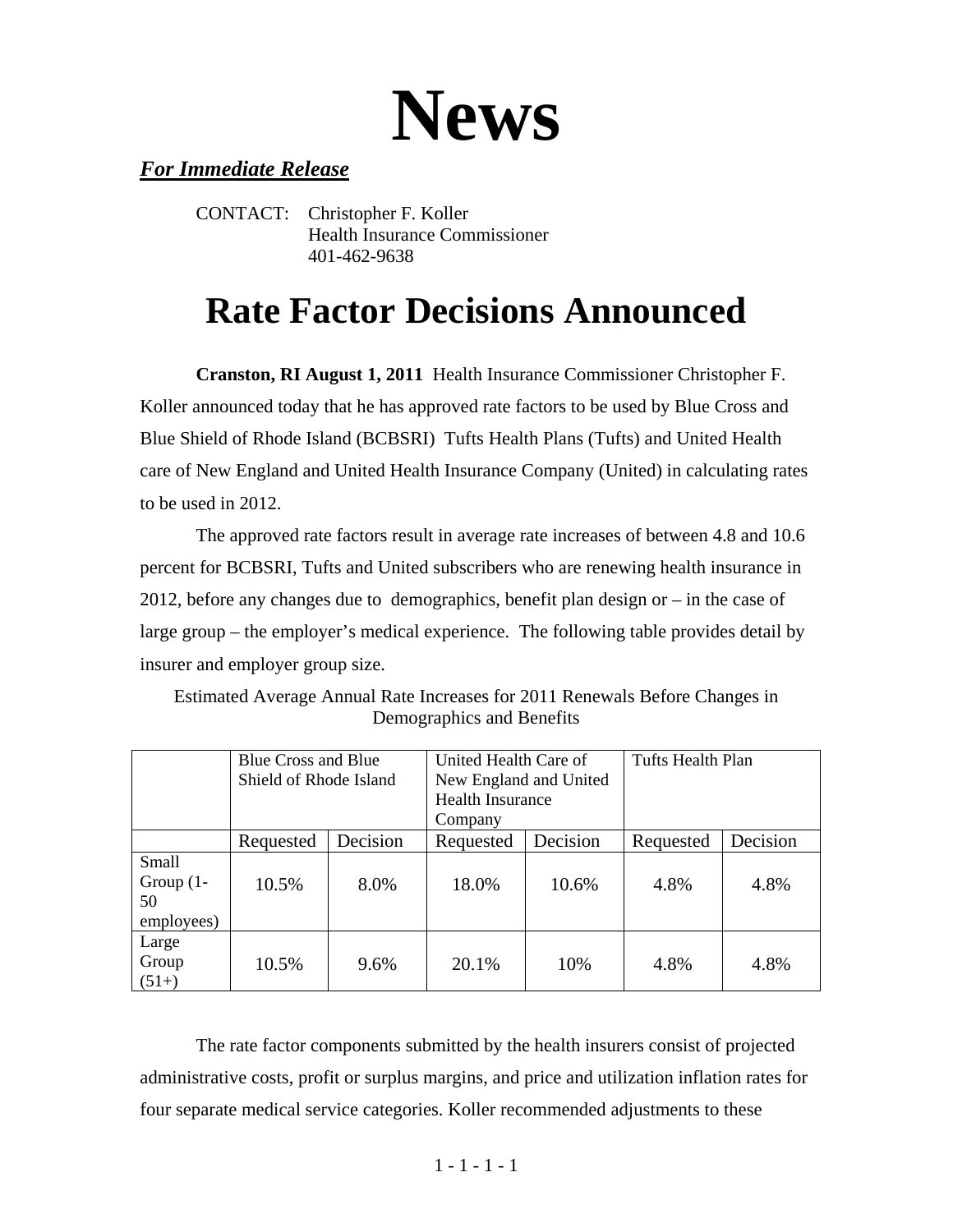# News

***For Immediate Release***

CONTACT: Christopher F. Koller
Health Insurance Commissioner
401-462-9638

# Rate Factor Decisions Announced

**Cranston, RI August 1, 2011** Health Insurance Commissioner Christopher F. Koller announced today that he has approved rate factors to be used by Blue Cross and Blue Shield of Rhode Island (BCBSRI) Tufts Health Plans (Tufts) and United Health care of New England and United Health Insurance Company (United) in calculating rates to be used in 2012.

The approved rate factors result in average rate increases of between 4.8 and 10.6 percent for BCBSRI, Tufts and United subscribers who are renewing health insurance in 2012, before any changes due to demographics, benefit plan design or – in the case of large group – the employer's medical experience. The following table provides detail by insurer and employer group size.

Estimated Average Annual Rate Increases for 2011 Renewals Before Changes in Demographics and Benefits

| | Blue Cross and Blue Shield of Rhode Island | | United Health Care of New England and United Health Insurance Company | | Tufts Health Plan | |
|---|---|---|---|---|---|---|
| | Requested | Decision | Requested | Decision | Requested | Decision |
| Small Group (1-50 employees) | 10.5% | 8.0% | 18.0% | 10.6% | 4.8% | 4.8% |
| Large Group (51+) | 10.5% | 9.6% | 20.1% | 10% | 4.8% | 4.8% |

The rate factor components submitted by the health insurers consist of projected administrative costs, profit or surplus margins, and price and utilization inflation rates for four separate medical service categories. Koller recommended adjustments to these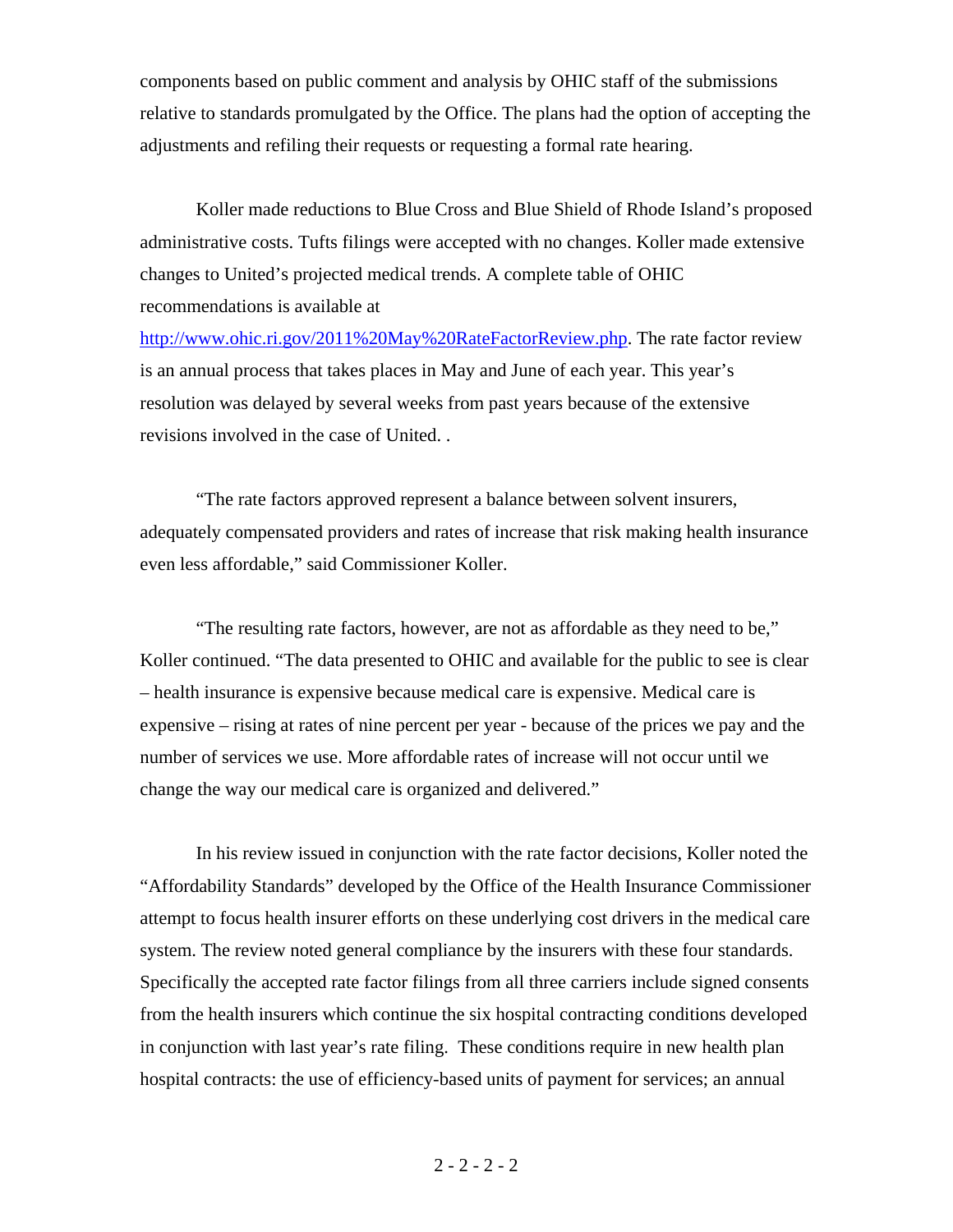components based on public comment and analysis by OHIC staff of the submissions relative to standards promulgated by the Office. The plans had the option of accepting the adjustments and refiling their requests or requesting a formal rate hearing.

Koller made reductions to Blue Cross and Blue Shield of Rhode Island's proposed administrative costs. Tufts filings were accepted with no changes. Koller made extensive changes to United's projected medical trends. A complete table of OHIC recommendations is available at http://www.ohic.ri.gov/2011%20May%20RateFactorReview.php. The rate factor review is an annual process that takes places in May and June of each year. This year's resolution was delayed by several weeks from past years because of the extensive revisions involved in the case of United. .

"The rate factors approved represent a balance between solvent insurers, adequately compensated providers and rates of increase that risk making health insurance even less affordable," said Commissioner Koller.

"The resulting rate factors, however, are not as affordable as they need to be," Koller continued. "The data presented to OHIC and available for the public to see is clear – health insurance is expensive because medical care is expensive. Medical care is expensive – rising at rates of nine percent per year - because of the prices we pay and the number of services we use. More affordable rates of increase will not occur until we change the way our medical care is organized and delivered."

In his review issued in conjunction with the rate factor decisions, Koller noted the "Affordability Standards" developed by the Office of the Health Insurance Commissioner attempt to focus health insurer efforts on these underlying cost drivers in the medical care system. The review noted general compliance by the insurers with these four standards. Specifically the accepted rate factor filings from all three carriers include signed consents from the health insurers which continue the six hospital contracting conditions developed in conjunction with last year's rate filing. These conditions require in new health plan hospital contracts: the use of efficiency-based units of payment for services; an annual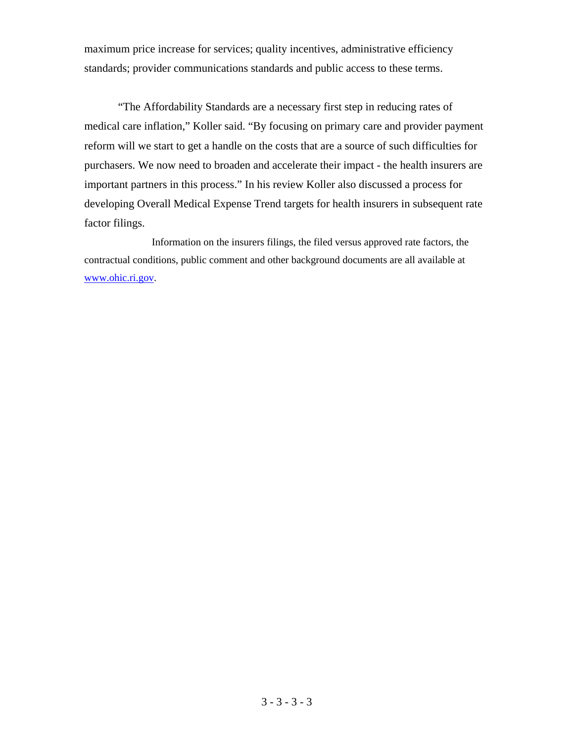maximum price increase for services; quality incentives, administrative efficiency standards; provider communications standards and public access to these terms.

"The Affordability Standards are a necessary first step in reducing rates of medical care inflation," Koller said. "By focusing on primary care and provider payment reform will we start to get a handle on the costs that are a source of such difficulties for purchasers. We now need to broaden and accelerate their impact - the health insurers are important partners in this process." In his review Koller also discussed a process for developing Overall Medical Expense Trend targets for health insurers in subsequent rate factor filings.

Information on the insurers filings, the filed versus approved rate factors, the contractual conditions, public comment and other background documents are all available at [www.ohic.ri.gov](http://www.ohic.ri.gov).

3 - 3 - 3 - 3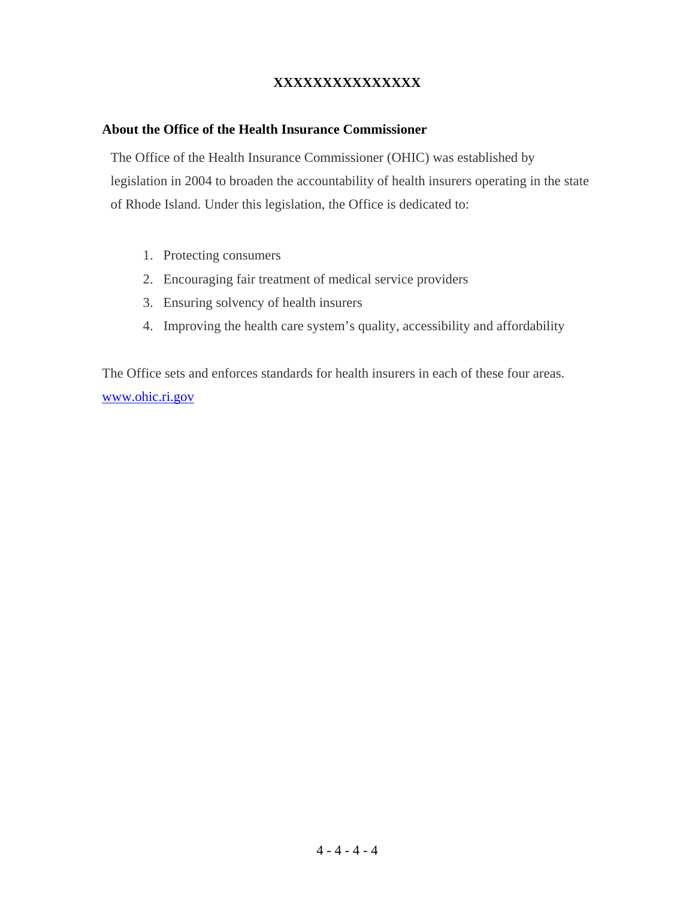**XXXXXXXXXXXXXXX**

### About the Office of the Health Insurance Commissioner

The Office of the Health Insurance Commissioner (OHIC) was established by legislation in 2004 to broaden the accountability of health insurers operating in the state of Rhode Island. Under this legislation, the Office is dedicated to:

1. Protecting consumers
2. Encouraging fair treatment of medical service providers
3. Ensuring solvency of health insurers
4. Improving the health care system's quality, accessibility and affordability

The Office sets and enforces standards for health insurers in each of these four areas.
www.ohic.ri.gov